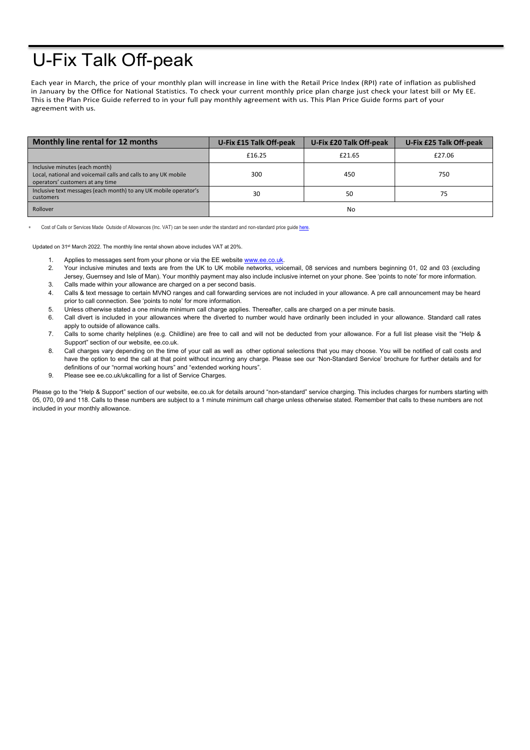# U-Fix Talk Off-peak

Each year in March, the price of your monthly plan will increase in line with the Retail Price Index (RPI) rate of inflation as published in January by the Office for National Statistics. To check your current monthly price plan charge just check your latest bill or My EE. This is the Plan Price Guide referred to in your full pay monthly agreement with us. This Plan Price Guide forms part of your agreement with us.

| Monthly line rental for 12 months | U-Fix £15 Talk Off-peak | U-Fix £20 Talk Off-peak | U-Fix £25 Talk Off-peak |
|---|---|---|---|
| | £16.25 | £21.65 | £27.06 |
| Inclusive minutes (each month) Local, national and voicemail calls and calls to any UK mobile operators' customers at any time | 300 | 450 | 750 |
| Inclusive text messages (each month) to any UK mobile operator's customers | 30 | 50 | 75 |
| Rollover | No | | |

* Cost of Calls or Services Made Outside of Allowances (Inc. VAT) can be seen under the standard and non-standard price guide here.

Updated on 31st March 2022. The monthly line rental shown above includes VAT at 20%.

1. Applies to messages sent from your phone or via the EE website www.ee.co.uk.
2. Your inclusive minutes and texts are from the UK to UK mobile networks, voicemail, 08 services and numbers beginning 01, 02 and 03 (excluding Jersey, Guernsey and Isle of Man). Your monthly payment may also include inclusive internet on your phone. See 'points to note' for more information.
3. Calls made within your allowance are charged on a per second basis.
4. Calls & text message to certain MVNO ranges and call forwarding services are not included in your allowance. A pre call announcement may be heard prior to call connection. See 'points to note' for more information.
5. Unless otherwise stated a one minute minimum call charge applies. Thereafter, calls are charged on a per minute basis.
6. Call divert is included in your allowances where the diverted to number would have ordinarily been included in your allowance. Standard call rates apply to outside of allowance calls.
7. Calls to some charity helplines (e.g. Childline) are free to call and will not be deducted from your allowance. For a full list please visit the "Help & Support" section of our website, ee.co.uk.
8. Call charges vary depending on the time of your call as well as other optional selections that you may choose. You will be notified of call costs and have the option to end the call at that point without incurring any charge. Please see our 'Non-Standard Service' brochure for further details and for definitions of our "normal working hours" and "extended working hours".
9. Please see ee.co.uk/ukcalling for a list of Service Charges.

Please go to the "Help & Support" section of our website, ee.co.uk for details around "non-standard" service charging. This includes charges for numbers starting with 05, 070, 09 and 118. Calls to these numbers are subject to a 1 minute minimum call charge unless otherwise stated. Remember that calls to these numbers are not included in your monthly allowance.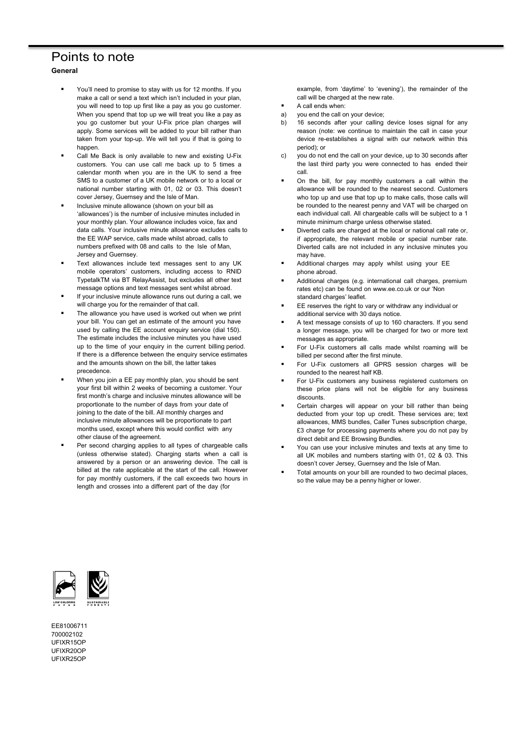# Points to note

**General**

- You'll need to promise to stay with us for 12 months. If you make a call or send a text which isn't included in your plan, you will need to top up first like a pay as you go customer. When you spend that top up we will treat you like a pay as you go customer but your U-Fix price plan charges will apply. Some services will be added to your bill rather than taken from your top-up. We will tell you if that is going to happen.
- Call Me Back is only available to new and existing U-Fix customers. You can use call me back up to 5 times a calendar month when you are in the UK to send a free SMS to a customer of a UK mobile network or to a local or national number starting with 01, 02 or 03. This doesn't cover Jersey, Guernsey and the Isle of Man.
- Inclusive minute allowance (shown on your bill as 'allowances') is the number of inclusive minutes included in your monthly plan. Your allowance includes voice, fax and data calls. Your inclusive minute allowance excludes calls to the EE WAP service, calls made whilst abroad, calls to numbers prefixed with 08 and calls to the Isle of Man, Jersey and Guernsey.
- Text allowances include text messages sent to any UK mobile operators' customers, including access to RNID TypetalkTM via BT RelayAssist, but excludes all other text message options and text messages sent whilst abroad.
- If your inclusive minute allowance runs out during a call, we will charge you for the remainder of that call.
- The allowance you have used is worked out when we print your bill. You can get an estimate of the amount you have used by calling the EE account enquiry service (dial 150). The estimate includes the inclusive minutes you have used up to the time of your enquiry in the current billing period. If there is a difference between the enquiry service estimates and the amounts shown on the bill, the latter takes precedence.
- When you join a EE pay monthly plan, you should be sent your first bill within 2 weeks of becoming a customer. Your first month's charge and inclusive minutes allowance will be proportionate to the number of days from your date of joining to the date of the bill. All monthly charges and inclusive minute allowances will be proportionate to part months used, except where this would conflict with any other clause of the agreement.
- Per second charging applies to all types of chargeable calls (unless otherwise stated). Charging starts when a call is answered by a person or an answering device. The call is billed at the rate applicable at the start of the call. However for pay monthly customers, if the call exceeds two hours in length and crosses into a different part of the day (for example, from 'daytime' to 'evening'), the remainder of the call will be charged at the new rate.
- A call ends when:

a) you end the call on your device;

b) 16 seconds after your calling device loses signal for any reason (note: we continue to maintain the call in case your device re-establishes a signal with our network within this period); or

c) you do not end the call on your device, up to 30 seconds after the last third party you were connected to has ended their call.

- On the bill, for pay monthly customers a call within the allowance will be rounded to the nearest second. Customers who top up and use that top up to make calls, those calls will be rounded to the nearest penny and VAT will be charged on each individual call. All chargeable calls will be subject to a 1 minute minimum charge unless otherwise stated.
- Diverted calls are charged at the local or national call rate or, if appropriate, the relevant mobile or special number rate. Diverted calls are not included in any inclusive minutes you may have.
- Additional charges may apply whilst using your EE phone abroad.
- Additional charges (e.g. international call charges, premium rates etc) can be found on www.ee.co.uk or our 'Non standard charges' leaflet.
- EE reserves the right to vary or withdraw any individual or additional service with 30 days notice.
- A text message consists of up to 160 characters. If you send a longer message, you will be charged for two or more text messages as appropriate.
- For U-Fix customers all calls made whilst roaming will be billed per second after the first minute.
- For U-Fix customers all GPRS session charges will be rounded to the nearest half KB.
- For U-Fix customers any business registered customers on these price plans will not be eligible for any business discounts.
- Certain charges will appear on your bill rather than being deducted from your top up credit. These services are; text allowances, MMS bundles, Caller Tunes subscription charge, £3 charge for processing payments where you do not pay by direct debit and EE Browsing Bundles.
- You can use your inclusive minutes and texts at any time to all UK mobiles and numbers starting with 01, 02 & 03. This doesn't cover Jersey, Guernsey and the Isle of Man.
- Total amounts on your bill are rounded to two decimal places, so the value may be a penny higher or lower.

LOW CHLORINE PAPER

SUSTAINABLE FORESTS

EE81006711
700002102
UFIXR15OP
UFIXR20OP
UFIXR25OP